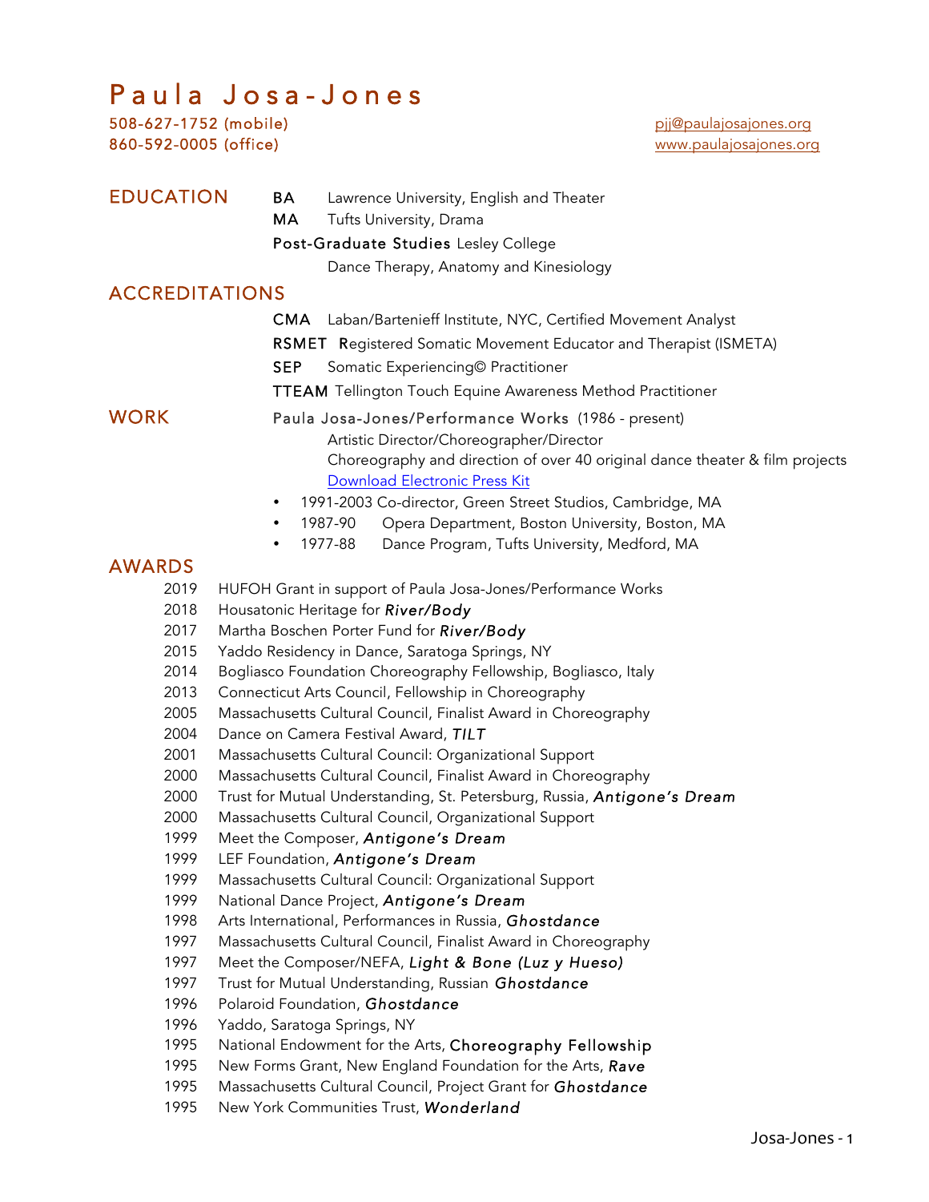# Paula Josa-Jones

508-627-1752 (mobile)
860-592-0005 (office)

pjj@paulajosajones.org
www.paulajosajones.org

## EDUCATION

**BA** Lawrence University, English and Theater
**MA** Tufts University, Drama
**Post-Graduate Studies** Lesley College
Dance Therapy, Anatomy and Kinesiology

## ACCREDITATIONS

**CMA** Laban/Bartenieff Institute, NYC, Certified Movement Analyst
**RSMET** Registered Somatic Movement Educator and Therapist (ISMETA)
**SEP** Somatic Experiencing© Practitioner
**TTEAM** Tellington Touch Equine Awareness Method Practitioner

## WORK

**Paula Josa-Jones/Performance Works** (1986 - present)
Artistic Director/Choreographer/Director
Choreography and direction of over 40 original dance theater & film projects
[Download Electronic Press Kit]

- 1991-2003 Co-director, Green Street Studios, Cambridge, MA
- 1987-90 Opera Department, Boston University, Boston, MA
- 1977-88 Dance Program, Tufts University, Medford, MA

## AWARDS

2019 HUFOH Grant in support of Paula Josa-Jones/Performance Works
2018 Housatonic Heritage for ***River/Body***
2017 Martha Boschen Porter Fund for ***River/Body***
2015 Yaddo Residency in Dance, Saratoga Springs, NY
2014 Bogliasco Foundation Choreography Fellowship, Bogliasco, Italy
2013 Connecticut Arts Council, Fellowship in Choreography
2005 Massachusetts Cultural Council, Finalist Award in Choreography
2004 Dance on Camera Festival Award, *TILT*
2001 Massachusetts Cultural Council: Organizational Support
2000 Massachusetts Cultural Council, Finalist Award in Choreography
2000 Trust for Mutual Understanding, St. Petersburg, Russia, ***Antigone's Dream***
2000 Massachusetts Cultural Council, Organizational Support
1999 Meet the Composer, ***Antigone's Dream***
1999 LEF Foundation, ***Antigone's Dream***
1999 Massachusetts Cultural Council: Organizational Support
1999 National Dance Project, ***Antigone's Dream***
1998 Arts International, Performances in Russia, ***Ghostdance***
1997 Massachusetts Cultural Council, Finalist Award in Choreography
1997 Meet the Composer/NEFA, ***Light & Bone (Luz y Hueso)***
1997 Trust for Mutual Understanding, Russian ***Ghostdance***
1996 Polaroid Foundation, ***Ghostdance***
1996 Yaddo, Saratoga Springs, NY
1995 National Endowment for the Arts, **Choreography Fellowship**
1995 New Forms Grant, New England Foundation for the Arts, ***Rave***
1995 Massachusetts Cultural Council, Project Grant for ***Ghostdance***
1995 New York Communities Trust, ***Wonderland***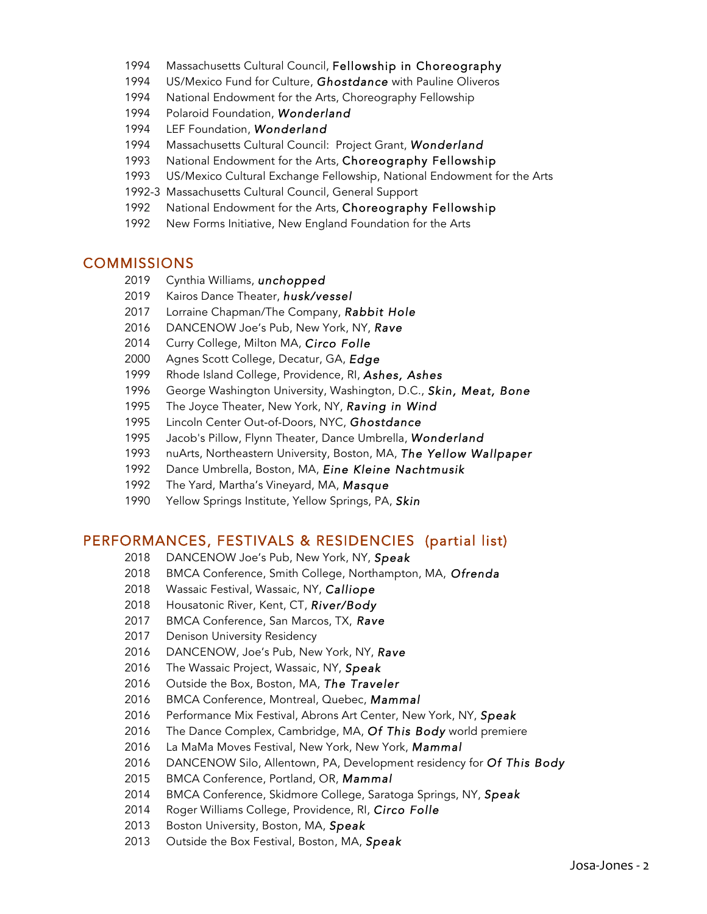- 1994 Massachusetts Cultural Council, Fellowship in Choreography
- 1994 US/Mexico Fund for Culture, ***Ghostdance*** with Pauline Oliveros
- 1994 National Endowment for the Arts, Choreography Fellowship
- 1994 Polaroid Foundation, ***Wonderland***
- 1994 LEF Foundation, ***Wonderland***
- 1994 Massachusetts Cultural Council: Project Grant, ***Wonderland***
- 1993 National Endowment for the Arts, Choreography Fellowship
- 1993 US/Mexico Cultural Exchange Fellowship, National Endowment for the Arts
- 1992-3 Massachusetts Cultural Council, General Support
- 1992 National Endowment for the Arts, Choreography Fellowship
- 1992 New Forms Initiative, New England Foundation for the Arts

## COMMISSIONS

- 2019 Cynthia Williams, ***unchopped***
- 2019 Kairos Dance Theater, ***husk/vessel***
- 2017 Lorraine Chapman/The Company, ***Rabbit Hole***
- 2016 DANCENOW Joe's Pub, New York, NY, ***Rave***
- 2014 Curry College, Milton MA, ***Circo Folle***
- 2000 Agnes Scott College, Decatur, GA, ***Edge***
- 1999 Rhode Island College, Providence, RI, ***Ashes, Ashes***
- 1996 George Washington University, Washington, D.C., ***Skin, Meat, Bone***
- 1995 The Joyce Theater, New York, NY, ***Raving in Wind***
- 1995 Lincoln Center Out-of-Doors, NYC, ***Ghostdance***
- 1995 Jacob's Pillow, Flynn Theater, Dance Umbrella, ***Wonderland***
- 1993 nuArts, Northeastern University, Boston, MA, ***The Yellow Wallpaper***
- 1992 Dance Umbrella, Boston, MA, ***Eine Kleine Nachtmusik***
- 1992 The Yard, Martha's Vineyard, MA, ***Masque***
- 1990 Yellow Springs Institute, Yellow Springs, PA, ***Skin***

## PERFORMANCES, FESTIVALS & RESIDENCIES (partial list)

- 2018 DANCENOW Joe's Pub, New York, NY, ***Speak***
- 2018 BMCA Conference, Smith College, Northampton, MA, ***Ofrenda***
- 2018 Wassaic Festival, Wassaic, NY, ***Calliope***
- 2018 Housatonic River, Kent, CT, ***River/Body***
- 2017 BMCA Conference, San Marcos, TX, ***Rave***
- 2017 Denison University Residency
- 2016 DANCENOW, Joe's Pub, New York, NY, ***Rave***
- 2016 The Wassaic Project, Wassaic, NY, ***Speak***
- 2016 Outside the Box, Boston, MA, ***The Traveler***
- 2016 BMCA Conference, Montreal, Quebec, ***Mammal***
- 2016 Performance Mix Festival, Abrons Art Center, New York, NY, ***Speak***
- 2016 The Dance Complex, Cambridge, MA, ***Of This Body*** world premiere
- 2016 La MaMa Moves Festival, New York, New York, ***Mammal***
- 2016 DANCENOW Silo, Allentown, PA, Development residency for ***Of This Body***
- 2015 BMCA Conference, Portland, OR, ***Mammal***
- 2014 BMCA Conference, Skidmore College, Saratoga Springs, NY, ***Speak***
- 2014 Roger Williams College, Providence, RI, ***Circo Folle***
- 2013 Boston University, Boston, MA, ***Speak***
- 2013 Outside the Box Festival, Boston, MA, ***Speak***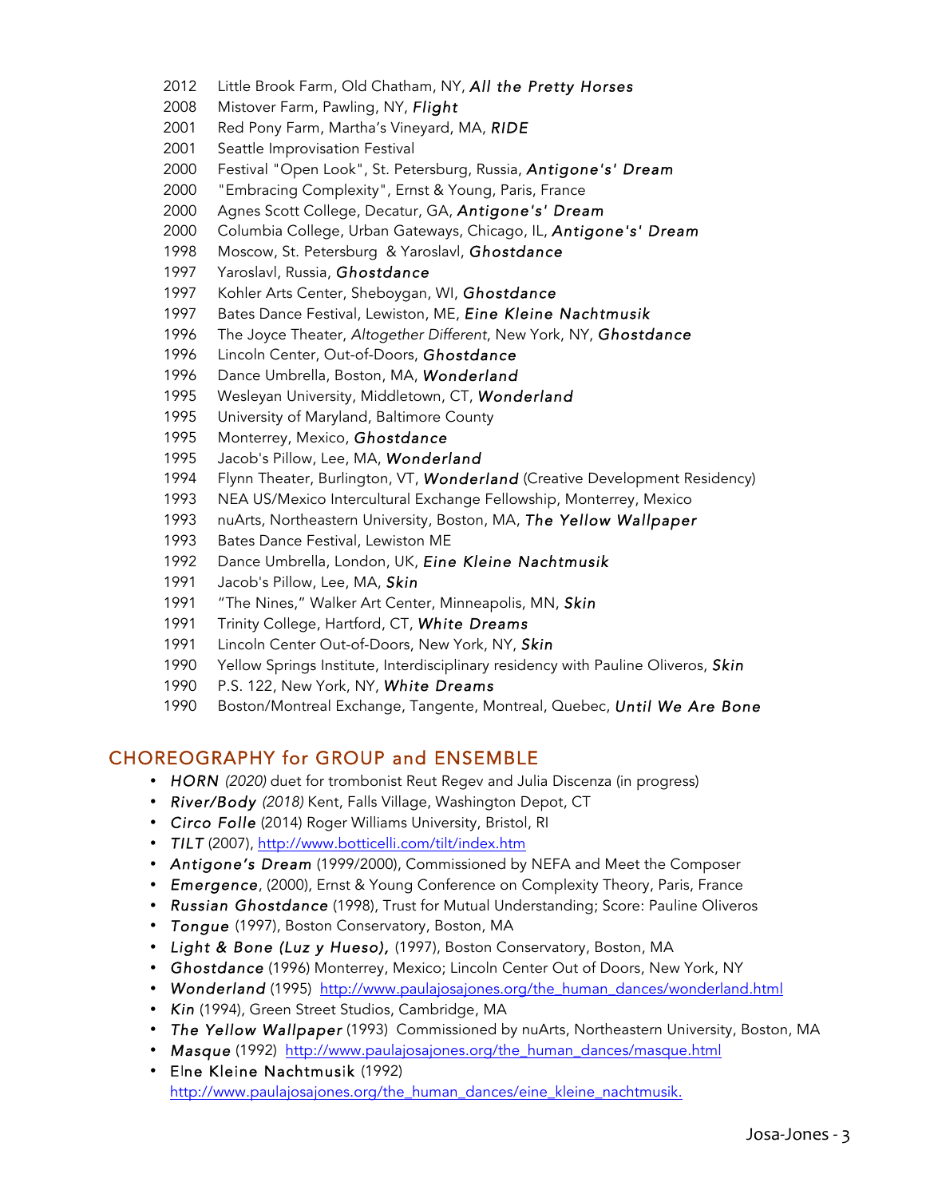2012 Little Brook Farm, Old Chatham, NY, ***All the Pretty Horses***
2008 Mistover Farm, Pawling, NY, ***Flight***
2001 Red Pony Farm, Martha's Vineyard, MA, ***RIDE***
2001 Seattle Improvisation Festival
2000 Festival "Open Look", St. Petersburg, Russia, ***Antigone's' Dream***
2000 "Embracing Complexity", Ernst & Young, Paris, France
2000 Agnes Scott College, Decatur, GA, ***Antigone's' Dream***
2000 Columbia College, Urban Gateways, Chicago, IL, ***Antigone's' Dream***
1998 Moscow, St. Petersburg & Yaroslavl, ***Ghostdance***
1997 Yaroslavl, Russia, ***Ghostdance***
1997 Kohler Arts Center, Sheboygan, WI, ***Ghostdance***
1997 Bates Dance Festival, Lewiston, ME, ***Eine Kleine Nachtmusik***
1996 The Joyce Theater, *Altogether Different*, New York, NY, ***Ghostdance***
1996 Lincoln Center, Out-of-Doors, ***Ghostdance***
1996 Dance Umbrella, Boston, MA, ***Wonderland***
1995 Wesleyan University, Middletown, CT, ***Wonderland***
1995 University of Maryland, Baltimore County
1995 Monterrey, Mexico, ***Ghostdance***
1995 Jacob's Pillow, Lee, MA, ***Wonderland***
1994 Flynn Theater, Burlington, VT, ***Wonderland*** (Creative Development Residency)
1993 NEA US/Mexico Intercultural Exchange Fellowship, Monterrey, Mexico
1993 nuArts, Northeastern University, Boston, MA, ***The Yellow Wallpaper***
1993 Bates Dance Festival, Lewiston ME
1992 Dance Umbrella, London, UK, ***Eine Kleine Nachtmusik***
1991 Jacob's Pillow, Lee, MA, ***Skin***
1991 "The Nines," Walker Art Center, Minneapolis, MN, ***Skin***
1991 Trinity College, Hartford, CT, ***White Dreams***
1991 Lincoln Center Out-of-Doors, New York, NY, ***Skin***
1990 Yellow Springs Institute, Interdisciplinary residency with Pauline Oliveros, ***Skin***
1990 P.S. 122, New York, NY, ***White Dreams***
1990 Boston/Montreal Exchange, Tangente, Montreal, Quebec, ***Until We Are Bone***

## CHOREOGRAPHY for GROUP and ENSEMBLE

- ***HORN*** *(2020)* duet for trombonist Reut Regev and Julia Discenza (in progress)
- ***River/Body*** *(2018)* Kent, Falls Village, Washington Depot, CT
- ***Circo Folle*** (2014) Roger Williams University, Bristol, RI
- ***TILT*** (2007), http://www.botticelli.com/tilt/index.htm
- ***Antigone's Dream*** (1999/2000), Commissioned by NEFA and Meet the Composer
- ***Emergence***, (2000), Ernst & Young Conference on Complexity Theory, Paris, France
- ***Russian Ghostdance*** (1998), Trust for Mutual Understanding; Score: Pauline Oliveros
- ***Tongue*** (1997), Boston Conservatory, Boston, MA
- ***Light & Bone (Luz y Hueso),*** (1997), Boston Conservatory, Boston, MA
- ***Ghostdance*** (1996) Monterrey, Mexico; Lincoln Center Out of Doors, New York, NY
- ***Wonderland*** (1995) http://www.paulajosajones.org/the_human_dances/wonderland.html
- ***Kin*** (1994), Green Street Studios, Cambridge, MA
- ***The Yellow Wallpaper*** (1993) Commissioned by nuArts, Northeastern University, Boston, MA
- ***Masque*** (1992) http://www.paulajosajones.org/the_human_dances/masque.html
- Elne Kleine Nachtmusik (1992) http://www.paulajosajones.org/the_human_dances/eine_kleine_nachtmusik.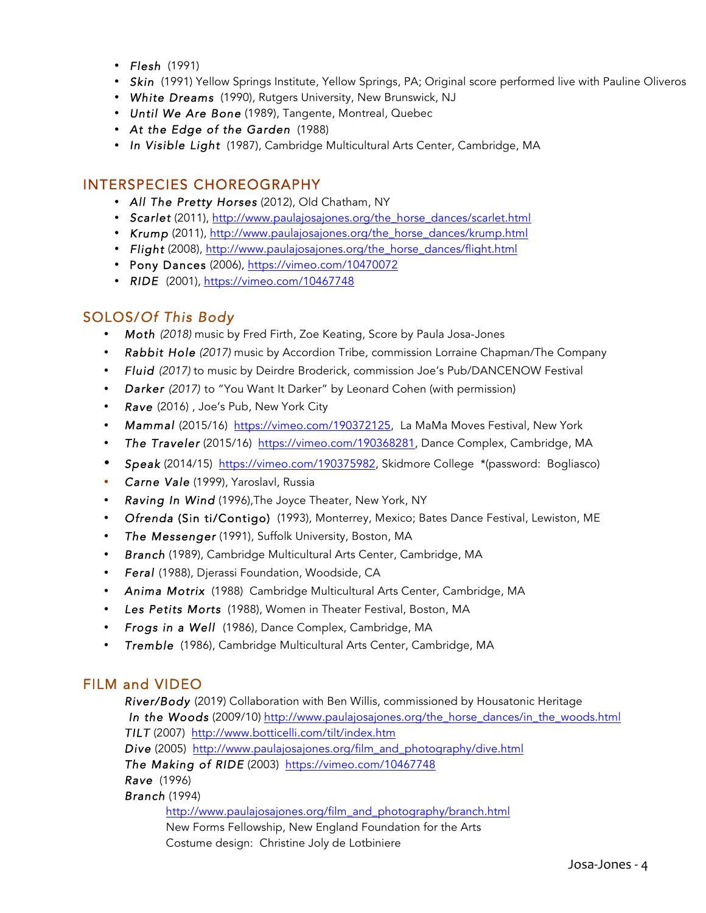- *Flesh* (1991)
- *Skin* (1991) Yellow Springs Institute, Yellow Springs, PA; Original score performed live with Pauline Oliveros
- *White Dreams* (1990), Rutgers University, New Brunswick, NJ
- *Until We Are Bone* (1989), Tangente, Montreal, Quebec
- *At the Edge of the Garden* (1988)
- *In Visible Light* (1987), Cambridge Multicultural Arts Center, Cambridge, MA

## INTERSPECIES CHOREOGRAPHY

- *All The Pretty Horses* (2012), Old Chatham, NY
- *Scarlet* (2011), http://www.paulajosajones.org/the_horse_dances/scarlet.html
- *Krump* (2011), http://www.paulajosajones.org/the_horse_dances/krump.html
- *Flight* (2008), http://www.paulajosajones.org/the_horse_dances/flight.html
- Pony Dances (2006), https://vimeo.com/10470072
- *RIDE* (2001), https://vimeo.com/10467748

## SOLOS/*Of This Body*

- *Moth* *(2018)* music by Fred Firth, Zoe Keating, Score by Paula Josa-Jones
- *Rabbit Hole* *(2017)* music by Accordion Tribe, commission Lorraine Chapman/The Company
- *Fluid* *(2017)* to music by Deirdre Broderick, commission Joe's Pub/DANCENOW Festival
- *Darker* *(2017)* to "You Want It Darker" by Leonard Cohen (with permission)
- *Rave* (2016) , Joe's Pub, New York City
- *Mammal* (2015/16) https://vimeo.com/190372125, La MaMa Moves Festival, New York
- *The Traveler* (2015/16) https://vimeo.com/190368281, Dance Complex, Cambridge, MA
- *Speak* (2014/15) https://vimeo.com/190375982, Skidmore College *(password: Bogliasco)
- *Carne Vale* (1999), Yaroslavl, Russia
- *Raving In Wind* (1996),The Joyce Theater, New York, NY
- *Ofrenda* (Sin ti/Contigo) (1993), Monterrey, Mexico; Bates Dance Festival, Lewiston, ME
- *The Messenger* (1991), Suffolk University, Boston, MA
- *Branch* (1989), Cambridge Multicultural Arts Center, Cambridge, MA
- *Feral* (1988), Djerassi Foundation, Woodside, CA
- *Anima Motrix* (1988) Cambridge Multicultural Arts Center, Cambridge, MA
- *Les Petits Morts* (1988), Women in Theater Festival, Boston, MA
- *Frogs in a Well* (1986), Dance Complex, Cambridge, MA
- *Tremble* (1986), Cambridge Multicultural Arts Center, Cambridge, MA

## FILM and VIDEO

*River/Body* (2019) Collaboration with Ben Willis, commissioned by Housatonic Heritage
*In the Woods* (2009/10) http://www.paulajosajones.org/the_horse_dances/in_the_woods.html
*TILT* (2007) http://www.botticelli.com/tilt/index.htm
*Dive* (2005) http://www.paulajosajones.org/film_and_photography/dive.html
*The Making of RIDE* (2003) https://vimeo.com/10467748
*Rave* (1996)
*Branch* (1994)
http://www.paulajosajones.org/film_and_photography/branch.html
New Forms Fellowship, New England Foundation for the Arts
Costume design: Christine Joly de Lotbiniere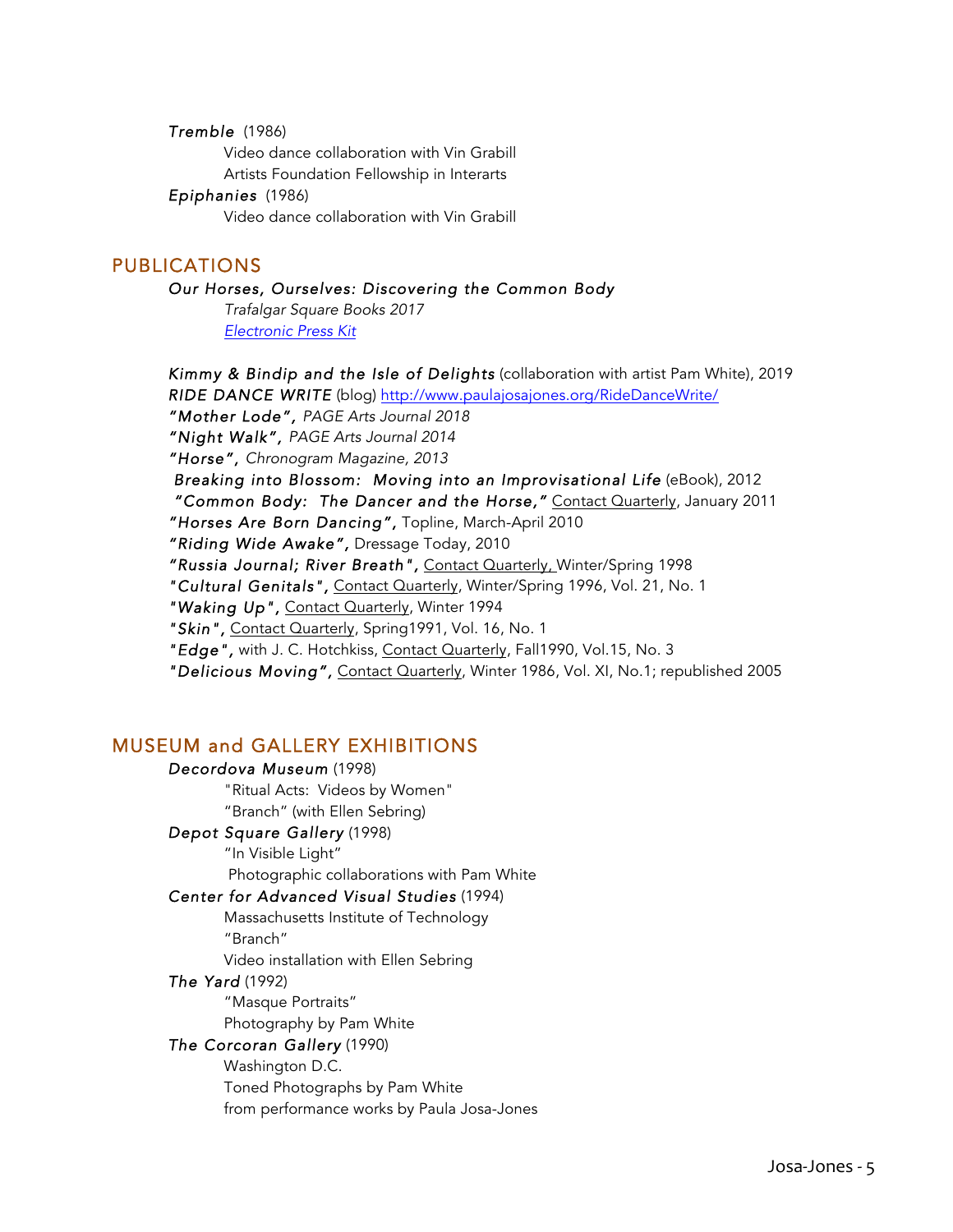*Tremble* (1986)

Video dance collaboration with Vin Grabill

Artists Foundation Fellowship in Interarts

*Epiphanies* (1986)

Video dance collaboration with Vin Grabill

## PUBLICATIONS

*Our Horses, Ourselves: Discovering the Common Body*

*Trafalgar Square Books 2017*

*[Electronic Press Kit]*

*Kimmy & Bindip and the Isle of Delights* (collaboration with artist Pam White), 2019

*RIDE DANCE WRITE* (blog) http://www.paulajosajones.org/RideDanceWrite/

*"Mother Lode", PAGE Arts Journal 2018*

*"Night Walk", PAGE Arts Journal 2014*

*"Horse", Chronogram Magazine, 2013*

*Breaking into Blossom: Moving into an Improvisational Life* (eBook), 2012

*"Common Body: The Dancer and the Horse,"* Contact Quarterly, January 2011

*"Horses Are Born Dancing",* Topline, March-April 2010

*"Riding Wide Awake",* Dressage Today, 2010

*"Russia Journal; River Breath",* Contact Quarterly, Winter/Spring 1998

*"Cultural Genitals",* Contact Quarterly, Winter/Spring 1996, Vol. 21, No. 1

*"Waking Up",* Contact Quarterly, Winter 1994

*"Skin",* Contact Quarterly, Spring1991, Vol. 16, No. 1

*"Edge",* with J. C. Hotchkiss, Contact Quarterly, Fall1990, Vol.15, No. 3

*"Delicious Moving",* Contact Quarterly, Winter 1986, Vol. XI, No.1; republished 2005

## MUSEUM and GALLERY EXHIBITIONS

*Decordova Museum* (1998)

"Ritual Acts: Videos by Women"

"Branch" (with Ellen Sebring)

*Depot Square Gallery* (1998)

"In Visible Light"

Photographic collaborations with Pam White

*Center for Advanced Visual Studies* (1994)

Massachusetts Institute of Technology

"Branch"

Video installation with Ellen Sebring

*The Yard* (1992)

"Masque Portraits"

Photography by Pam White

*The Corcoran Gallery* (1990)

Washington D.C.

Toned Photographs by Pam White

from performance works by Paula Josa-Jones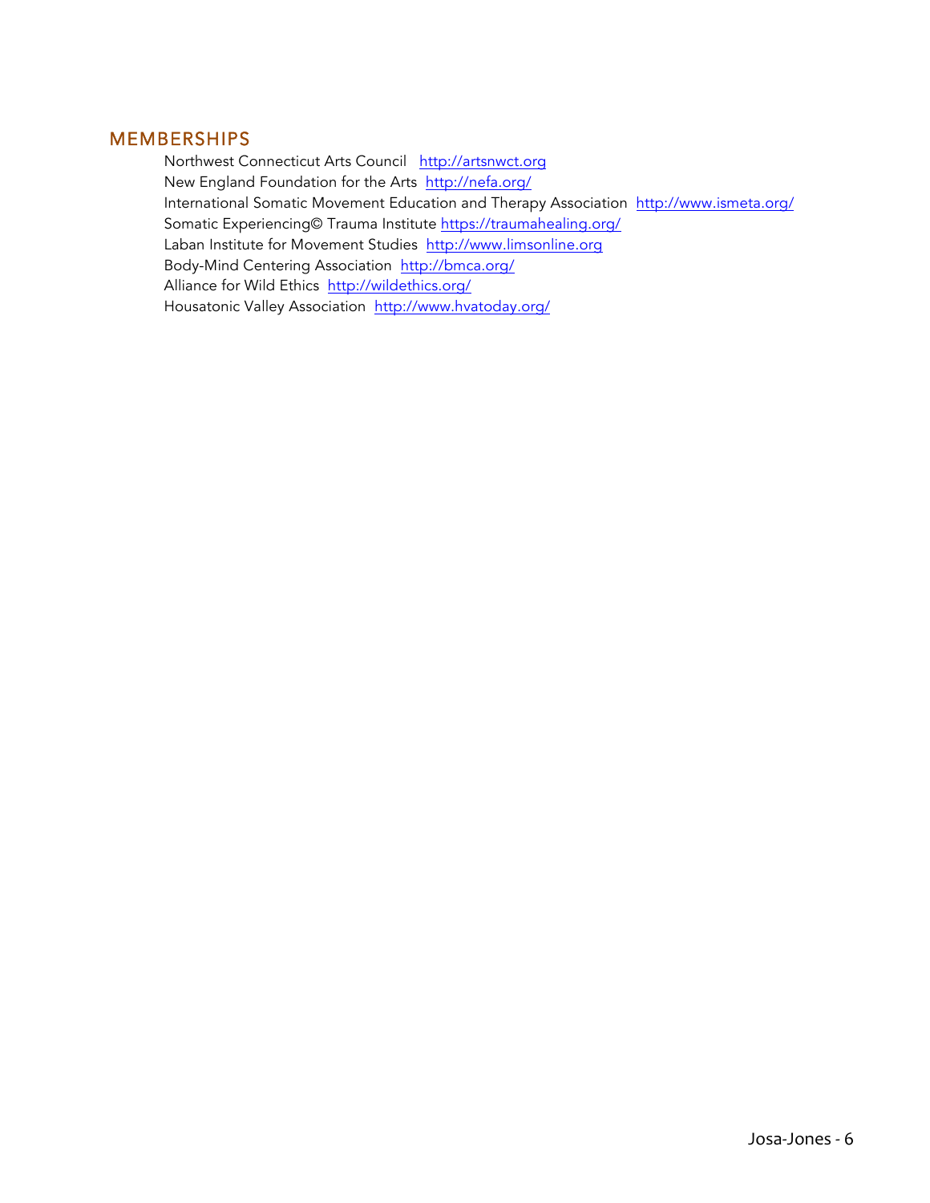## MEMBERSHIPS

Northwest Connecticut Arts Council http://artsnwct.org
New England Foundation for the Arts http://nefa.org/
International Somatic Movement Education and Therapy Association http://www.ismeta.org/
Somatic Experiencing© Trauma Institute https://traumahealing.org/
Laban Institute for Movement Studies http://www.limsonline.org
Body-Mind Centering Association http://bmca.org/
Alliance for Wild Ethics http://wildethics.org/
Housatonic Valley Association http://www.hvatoday.org/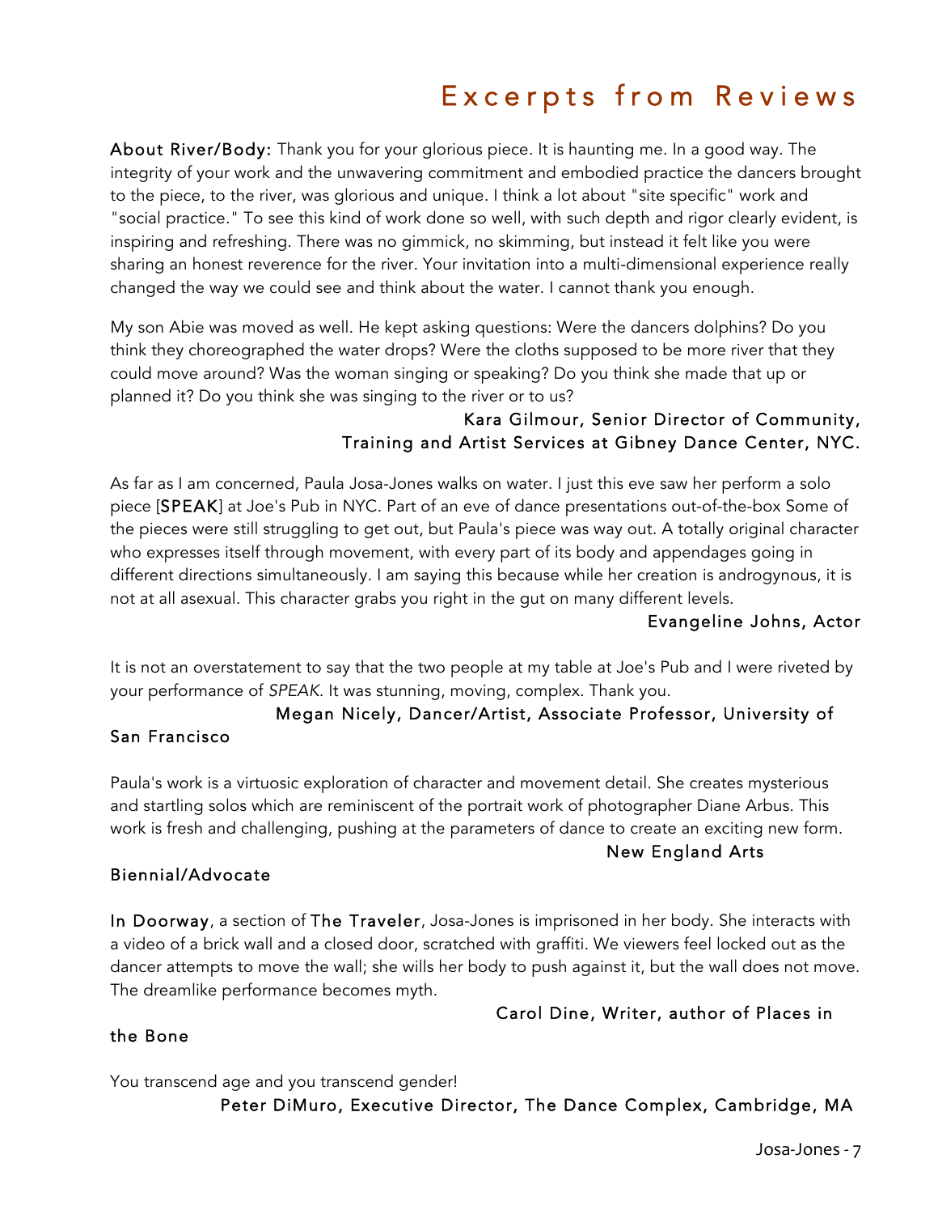# Excerpts from Reviews

**About River/Body:** Thank you for your glorious piece. It is haunting me. In a good way. The integrity of your work and the unwavering commitment and embodied practice the dancers brought to the piece, to the river, was glorious and unique. I think a lot about "site specific" work and "social practice." To see this kind of work done so well, with such depth and rigor clearly evident, is inspiring and refreshing. There was no gimmick, no skimming, but instead it felt like you were sharing an honest reverence for the river. Your invitation into a multi-dimensional experience really changed the way we could see and think about the water. I cannot thank you enough.

My son Abie was moved as well. He kept asking questions: Were the dancers dolphins? Do you think they choreographed the water drops? Were the cloths supposed to be more river that they could move around? Was the woman singing or speaking? Do you think she made that up or planned it? Do you think she was singing to the river or to us?

Kara Gilmour, Senior Director of Community, Training and Artist Services at Gibney Dance Center, NYC.

As far as I am concerned, Paula Josa-Jones walks on water. I just this eve saw her perform a solo piece [SPEAK] at Joe's Pub in NYC. Part of an eve of dance presentations out-of-the-box Some of the pieces were still struggling to get out, but Paula's piece was way out. A totally original character who expresses itself through movement, with every part of its body and appendages going in different directions simultaneously. I am saying this because while her creation is androgynous, it is not at all asexual. This character grabs you right in the gut on many different levels.

Evangeline Johns, Actor

It is not an overstatement to say that the two people at my table at Joe's Pub and I were riveted by your performance of *SPEAK*. It was stunning, moving, complex. Thank you.

Megan Nicely, Dancer/Artist, Associate Professor, University of San Francisco

Paula's work is a virtuosic exploration of character and movement detail. She creates mysterious and startling solos which are reminiscent of the portrait work of photographer Diane Arbus. This work is fresh and challenging, pushing at the parameters of dance to create an exciting new form.

New England Arts Biennial/Advocate

In Doorway, a section of The Traveler, Josa-Jones is imprisoned in her body. She interacts with a video of a brick wall and a closed door, scratched with graffiti. We viewers feel locked out as the dancer attempts to move the wall; she wills her body to push against it, but the wall does not move. The dreamlike performance becomes myth.

Carol Dine, Writer, author of Places in the Bone

You transcend age and you transcend gender!

Peter DiMuro, Executive Director, The Dance Complex, Cambridge, MA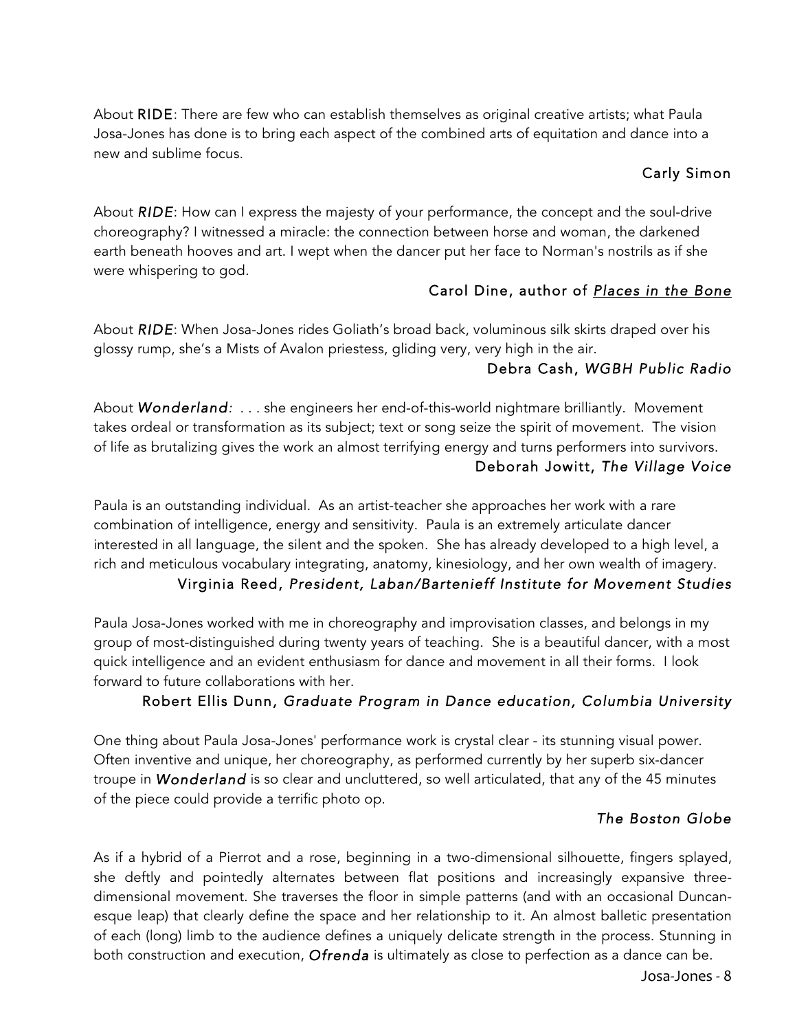About **RIDE**: There are few who can establish themselves as original creative artists; what Paula Josa-Jones has done is to bring each aspect of the combined arts of equitation and dance into a new and sublime focus.

Carly Simon

About ***RIDE***: How can I express the majesty of your performance, the concept and the soul-drive choreography? I witnessed a miracle: the connection between horse and woman, the darkened earth beneath hooves and art. I wept when the dancer put her face to Norman's nostrils as if she were whispering to god.

Carol Dine, author of *Places in the Bone*

About ***RIDE***: When Josa-Jones rides Goliath's broad back, voluminous silk skirts draped over his glossy rump, she's a Mists of Avalon priestess, gliding very, very high in the air.

Debra Cash, *WGBH Public Radio*

About ***Wonderland****:* . . . she engineers her end-of-this-world nightmare brilliantly. Movement takes ordeal or transformation as its subject; text or song seize the spirit of movement. The vision of life as brutalizing gives the work an almost terrifying energy and turns performers into survivors.

Deborah Jowitt, *The Village Voice*

Paula is an outstanding individual. As an artist-teacher she approaches her work with a rare combination of intelligence, energy and sensitivity. Paula is an extremely articulate dancer interested in all language, the silent and the spoken. She has already developed to a high level, a rich and meticulous vocabulary integrating, anatomy, kinesiology, and her own wealth of imagery.

Virginia Reed, *President, Laban/Bartenieff Institute for Movement Studies*

Paula Josa-Jones worked with me in choreography and improvisation classes, and belongs in my group of most-distinguished during twenty years of teaching. She is a beautiful dancer, with a most quick intelligence and an evident enthusiasm for dance and movement in all their forms. I look forward to future collaborations with her.

Robert Ellis Dunn, *Graduate Program in Dance education, Columbia University*

One thing about Paula Josa-Jones' performance work is crystal clear - its stunning visual power. Often inventive and unique, her choreography, as performed currently by her superb six-dancer troupe in ***Wonderland*** is so clear and uncluttered, so well articulated, that any of the 45 minutes of the piece could provide a terrific photo op.

*The Boston Globe*

As if a hybrid of a Pierrot and a rose, beginning in a two-dimensional silhouette, fingers splayed, she deftly and pointedly alternates between flat positions and increasingly expansive three-dimensional movement. She traverses the floor in simple patterns (and with an occasional Duncan-esque leap) that clearly define the space and her relationship to it. An almost balletic presentation of each (long) limb to the audience defines a uniquely delicate strength in the process. Stunning in both construction and execution, ***Ofrenda*** is ultimately as close to perfection as a dance can be.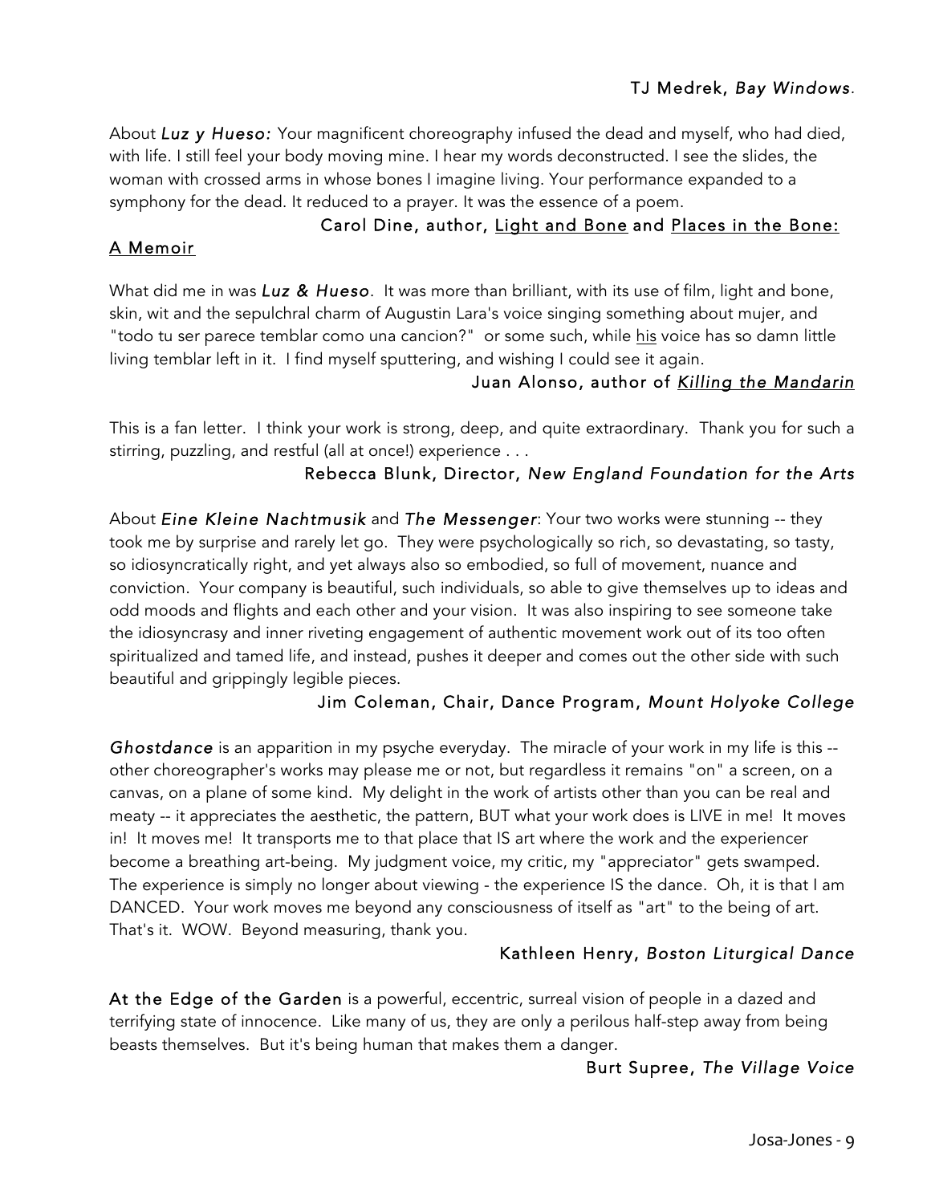TJ Medrek, *Bay Windows*.

About ***Luz y Hueso:*** Your magnificent choreography infused the dead and myself, who had died, with life. I still feel your body moving mine. I hear my words deconstructed. I see the slides, the woman with crossed arms in whose bones I imagine living. Your performance expanded to a symphony for the dead. It reduced to a prayer. It was the essence of a poem.

Carol Dine, author, Light and Bone and Places in the Bone: A Memoir

What did me in was ***Luz & Hueso***. It was more than brilliant, with its use of film, light and bone, skin, wit and the sepulchral charm of Augustin Lara's voice singing something about mujer, and "todo tu ser parece temblar como una cancion?" or some such, while his voice has so damn little living temblar left in it. I find myself sputtering, and wishing I could see it again.

Juan Alonso, author of *Killing the Mandarin*

This is a fan letter. I think your work is strong, deep, and quite extraordinary. Thank you for such a stirring, puzzling, and restful (all at once!) experience . . .

Rebecca Blunk, Director, *New England Foundation for the Arts*

About ***Eine Kleine Nachtmusik*** and ***The Messenger***: Your two works were stunning -- they took me by surprise and rarely let go. They were psychologically so rich, so devastating, so tasty, so idiosyncratically right, and yet always also so embodied, so full of movement, nuance and conviction. Your company is beautiful, such individuals, so able to give themselves up to ideas and odd moods and flights and each other and your vision. It was also inspiring to see someone take the idiosyncrasy and inner riveting engagement of authentic movement work out of its too often spiritualized and tamed life, and instead, pushes it deeper and comes out the other side with such beautiful and grippingly legible pieces.

Jim Coleman, Chair, Dance Program, *Mount Holyoke College*

***Ghostdance*** is an apparition in my psyche everyday. The miracle of your work in my life is this -- other choreographer's works may please me or not, but regardless it remains "on" a screen, on a canvas, on a plane of some kind. My delight in the work of artists other than you can be real and meaty -- it appreciates the aesthetic, the pattern, BUT what your work does is LIVE in me! It moves in! It moves me! It transports me to that place that IS art where the work and the experiencer become a breathing art-being. My judgment voice, my critic, my "appreciator" gets swamped. The experience is simply no longer about viewing - the experience IS the dance. Oh, it is that I am DANCED. Your work moves me beyond any consciousness of itself as "art" to the being of art. That's it. WOW. Beyond measuring, thank you.

Kathleen Henry, *Boston Liturgical Dance*

At the Edge of the Garden is a powerful, eccentric, surreal vision of people in a dazed and terrifying state of innocence. Like many of us, they are only a perilous half-step away from being beasts themselves. But it's being human that makes them a danger.

Burt Supree, *The Village Voice*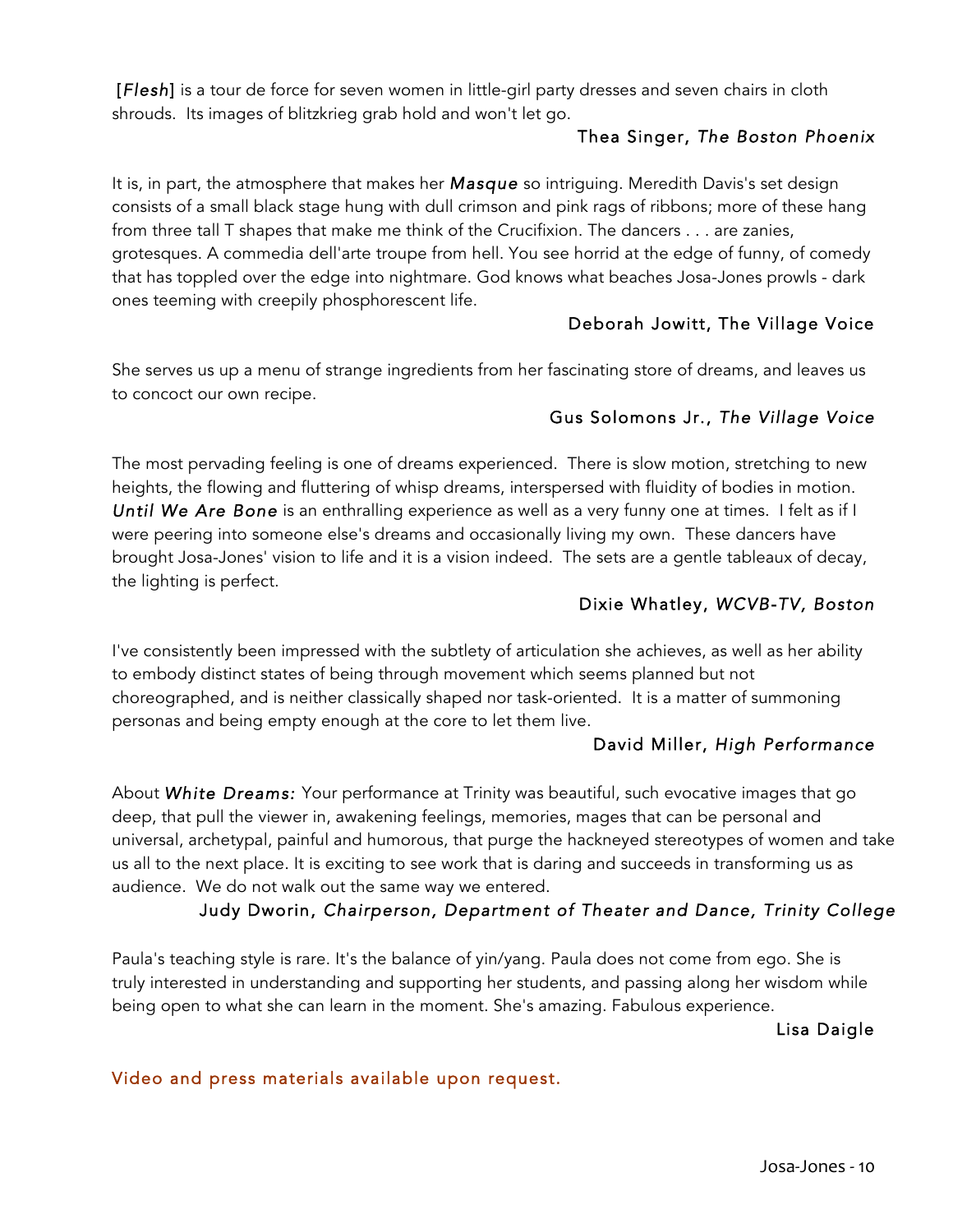[*Flesh*] is a tour de force for seven women in little-girl party dresses and seven chairs in cloth shrouds. Its images of blitzkrieg grab hold and won't let go.

Thea Singer, *The Boston Phoenix*

It is, in part, the atmosphere that makes her ***Masque*** so intriguing. Meredith Davis's set design consists of a small black stage hung with dull crimson and pink rags of ribbons; more of these hang from three tall T shapes that make me think of the Crucifixion. The dancers . . . are zanies, grotesques. A commedia dell'arte troupe from hell. You see horrid at the edge of funny, of comedy that has toppled over the edge into nightmare. God knows what beaches Josa-Jones prowls - dark ones teeming with creepily phosphorescent life.

Deborah Jowitt, The Village Voice

She serves us up a menu of strange ingredients from her fascinating store of dreams, and leaves us to concoct our own recipe.

Gus Solomons Jr., *The Village Voice*

The most pervading feeling is one of dreams experienced. There is slow motion, stretching to new heights, the flowing and fluttering of whisp dreams, interspersed with fluidity of bodies in motion. ***Until We Are Bone*** is an enthralling experience as well as a very funny one at times. I felt as if I were peering into someone else's dreams and occasionally living my own. These dancers have brought Josa-Jones' vision to life and it is a vision indeed. The sets are a gentle tableaux of decay, the lighting is perfect.

Dixie Whatley, *WCVB-TV, Boston*

I've consistently been impressed with the subtlety of articulation she achieves, as well as her ability to embody distinct states of being through movement which seems planned but not choreographed, and is neither classically shaped nor task-oriented. It is a matter of summoning personas and being empty enough at the core to let them live.

David Miller, *High Performance*

About *White Dreams:* Your performance at Trinity was beautiful, such evocative images that go deep, that pull the viewer in, awakening feelings, memories, mages that can be personal and universal, archetypal, painful and humorous, that purge the hackneyed stereotypes of women and take us all to the next place. It is exciting to see work that is daring and succeeds in transforming us as audience. We do not walk out the same way we entered.

Judy Dworin, *Chairperson, Department of Theater and Dance, Trinity College*

Paula's teaching style is rare. It's the balance of yin/yang. Paula does not come from ego. She is truly interested in understanding and supporting her students, and passing along her wisdom while being open to what she can learn in the moment. She's amazing. Fabulous experience.

Lisa Daigle

Video and press materials available upon request.